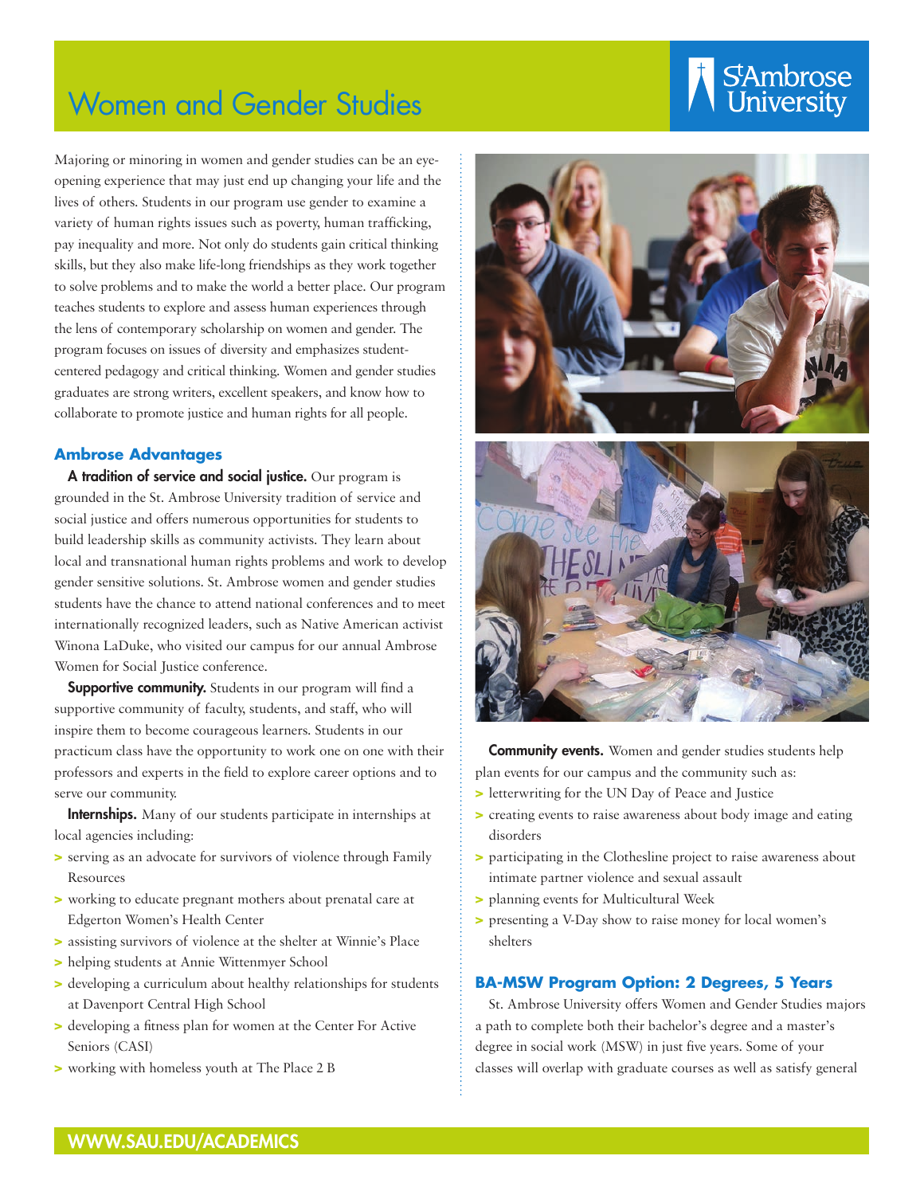# Women and Gender Studies

St Ambrose University

Majoring or minoring in women and gender studies can be an eye-opening experience that may just end up changing your life and the lives of others. Students in our program use gender to examine a variety of human rights issues such as poverty, human trafficking, pay inequality and more. Not only do students gain critical thinking skills, but they also make life-long friendships as they work together to solve problems and to make the world a better place. Our program teaches students to explore and assess human experiences through the lens of contemporary scholarship on women and gender. The program focuses on issues of diversity and emphasizes student-centered pedagogy and critical thinking. Women and gender studies graduates are strong writers, excellent speakers, and know how to collaborate to promote justice and human rights for all people.

## Ambrose Advantages

**A tradition of service and social justice.** Our program is grounded in the St. Ambrose University tradition of service and social justice and offers numerous opportunities for students to build leadership skills as community activists. They learn about local and transnational human rights problems and work to develop gender sensitive solutions. St. Ambrose women and gender studies students have the chance to attend national conferences and to meet internationally recognized leaders, such as Native American activist Winona LaDuke, who visited our campus for our annual Ambrose Women for Social Justice conference.

**Supportive community.** Students in our program will find a supportive community of faculty, students, and staff, who will inspire them to become courageous learners. Students in our practicum class have the opportunity to work one on one with their professors and experts in the field to explore career options and to serve our community.

**Internships.** Many of our students participate in internships at local agencies including:

- serving as an advocate for survivors of violence through Family Resources
- working to educate pregnant mothers about prenatal care at Edgerton Women's Health Center
- assisting survivors of violence at the shelter at Winnie's Place
- helping students at Annie Wittenmyer School
- developing a curriculum about healthy relationships for students at Davenport Central High School
- developing a fitness plan for women at the Center For Active Seniors (CASI)
- working with homeless youth at The Place 2 B

**Community events.** Women and gender studies students help plan events for our campus and the community such as:

- letterwriting for the UN Day of Peace and Justice
- creating events to raise awareness about body image and eating disorders
- participating in the Clothesline project to raise awareness about intimate partner violence and sexual assault
- planning events for Multicultural Week
- presenting a V-Day show to raise money for local women's shelters

## BA-MSW Program Option: 2 Degrees, 5 Years

St. Ambrose University offers Women and Gender Studies majors a path to complete both their bachelor's degree and a master's degree in social work (MSW) in just five years. Some of your classes will overlap with graduate courses as well as satisfy general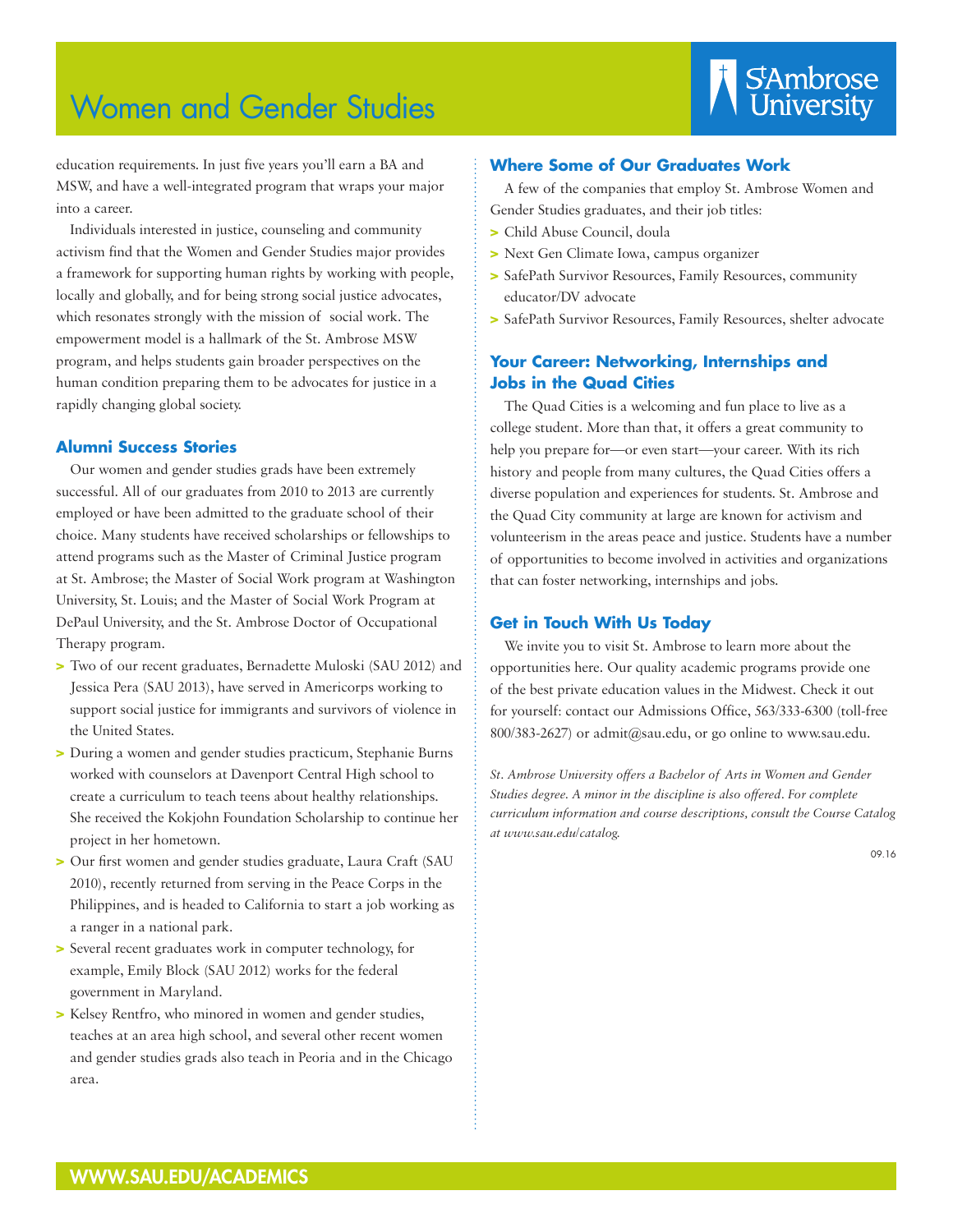education requirements. In just five years you'll earn a BA and MSW, and have a well-integrated program that wraps your major into a career.

Individuals interested in justice, counseling and community activism find that the Women and Gender Studies major provides a framework for supporting human rights by working with people, locally and globally, and for being strong social justice advocates, which resonates strongly with the mission of social work. The empowerment model is a hallmark of the St. Ambrose MSW program, and helps students gain broader perspectives on the human condition preparing them to be advocates for justice in a rapidly changing global society.

## Alumni Success Stories

Our women and gender studies grads have been extremely successful. All of our graduates from 2010 to 2013 are currently employed or have been admitted to the graduate school of their choice. Many students have received scholarships or fellowships to attend programs such as the Master of Criminal Justice program at St. Ambrose; the Master of Social Work program at Washington University, St. Louis; and the Master of Social Work Program at DePaul University, and the St. Ambrose Doctor of Occupational Therapy program.

- Two of our recent graduates, Bernadette Muloski (SAU 2012) and Jessica Pera (SAU 2013), have served in Americorps working to support social justice for immigrants and survivors of violence in the United States.
- During a women and gender studies practicum, Stephanie Burns worked with counselors at Davenport Central High school to create a curriculum to teach teens about healthy relationships. She received the Kokjohn Foundation Scholarship to continue her project in her hometown.
- Our first women and gender studies graduate, Laura Craft (SAU 2010), recently returned from serving in the Peace Corps in the Philippines, and is headed to California to start a job working as a ranger in a national park.
- Several recent graduates work in computer technology, for example, Emily Block (SAU 2012) works for the federal government in Maryland.
- Kelsey Rentfro, who minored in women and gender studies, teaches at an area high school, and several other recent women and gender studies grads also teach in Peoria and in the Chicago area.

## Where Some of Our Graduates Work

A few of the companies that employ St. Ambrose Women and Gender Studies graduates, and their job titles:

- Child Abuse Council, doula
- Next Gen Climate Iowa, campus organizer
- SafePath Survivor Resources, Family Resources, community educator/DV advocate
- SafePath Survivor Resources, Family Resources, shelter advocate

## Your Career: Networking, Internships and Jobs in the Quad Cities

The Quad Cities is a welcoming and fun place to live as a college student. More than that, it offers a great community to help you prepare for—or even start—your career. With its rich history and people from many cultures, the Quad Cities offers a diverse population and experiences for students. St. Ambrose and the Quad City community at large are known for activism and volunteerism in the areas peace and justice. Students have a number of opportunities to become involved in activities and organizations that can foster networking, internships and jobs.

## Get in Touch With Us Today

We invite you to visit St. Ambrose to learn more about the opportunities here. Our quality academic programs provide one of the best private education values in the Midwest. Check it out for yourself: contact our Admissions Office, 563/333-6300 (toll-free 800/383-2627) or admit@sau.edu, or go online to www.sau.edu.

*St. Ambrose University offers a Bachelor of Arts in Women and Gender Studies degree. A minor in the discipline is also offered. For complete curriculum information and course descriptions, consult the Course Catalog at www.sau.edu/catalog.*

09.16